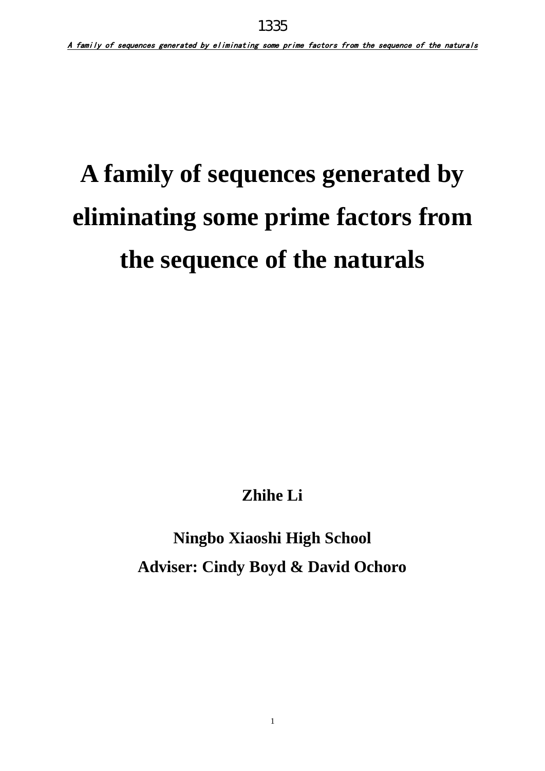# A family of sequences generated by eliminating some prime factors from the sequence of the naturals

**Zhihe Li**

**Ningbo Xiaoshi High School**

**Adviser: Cindy Boyd & David Ochoro**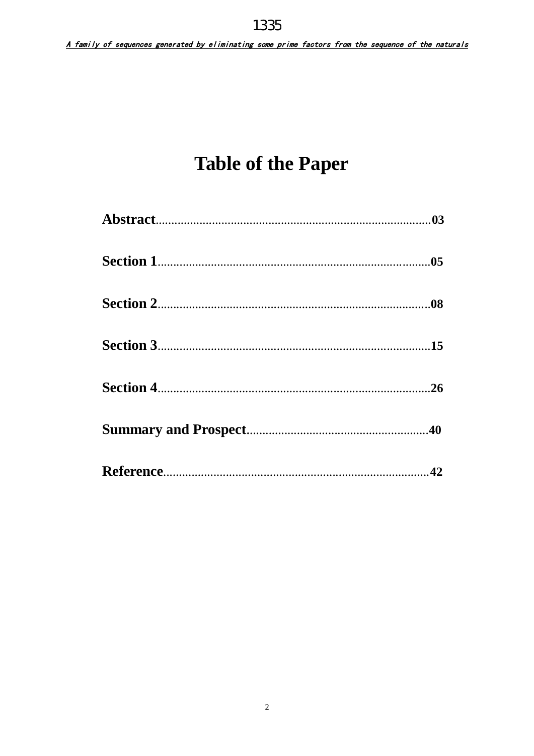# Table of the Paper

**Abstract**........................................................................................**03**

**Section 1**........................................................................................**05**

**Section 2**........................................................................................**08**

**Section 3**........................................................................................**15**

**Section 4**........................................................................................**26**

**Summary and Prospect**..........................................................**40**

**Reference**........................................................................................**42**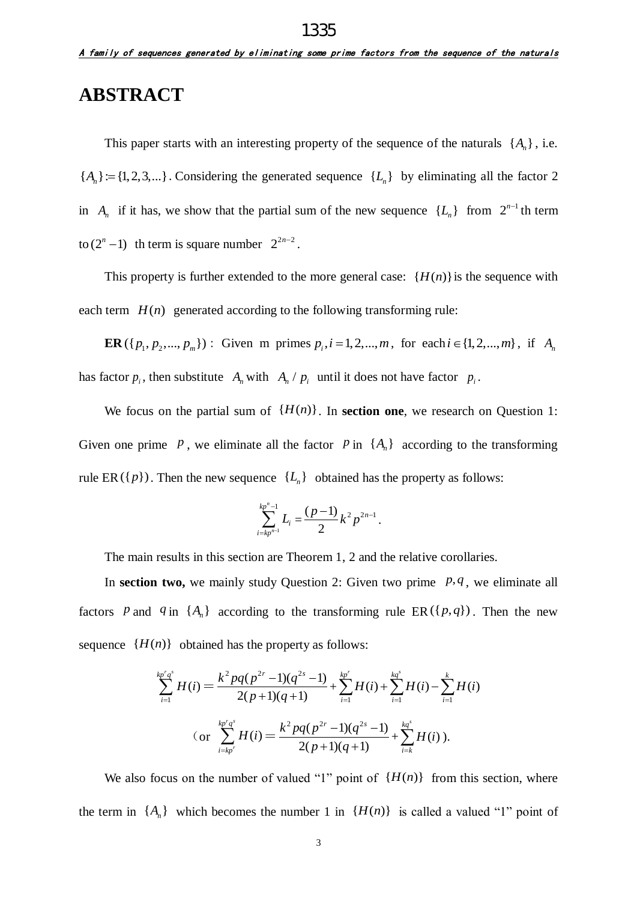# ABSTRACT

This paper starts with an interesting property of the sequence of the naturals $\{A_n\}$, i.e. $\{A_n\} := \{1, 2, 3, ...\}$. Considering the generated sequence $\{L_n\}$ by eliminating all the factor 2 in $A_n$ if it has, we show that the partial sum of the new sequence $\{L_n\}$ from $2^{n-1}$th term to $(2^n - 1)$ th term is square number $2^{2n-2}$.

This property is further extended to the more general case: $\{H(n)\}$ is the sequence with each term $H(n)$ generated according to the following transforming rule:

**ER** $(\{p_1, p_2, ..., p_m\})$ : Given m primes $p_i, i = 1, 2, ..., m$, for each $i \in \{1, 2, ..., m\}$, if $A_n$ has factor $p_i$, then substitute $A_n$ with $A_n / p_i$ until it does not have factor $p_i$.

We focus on the partial sum of $\{H(n)\}$. In **section one**, we research on Question 1: Given one prime $p$, we eliminate all the factor $p$ in $\{A_n\}$ according to the transforming rule ER$(\{p\})$. Then the new sequence $\{L_n\}$ obtained has the property as follows:

$$\sum_{i=kp^{n-1}}^{kp^n-1} L_i = \frac{(p-1)}{2} k^2 p^{2n-1}.$$

The main results in this section are Theorem 1, 2 and the relative corollaries.

In **section two,** we mainly study Question 2: Given two prime $p, q$, we eliminate all factors $p$ and $q$ in $\{A_n\}$ according to the transforming rule ER$(\{p, q\})$. Then the new sequence $\{H(n)\}$ obtained has the property as follows:

$$\sum_{i=1}^{kp^r q^s} H(i) = \frac{k^2 pq(p^{2r}-1)(q^{2s}-1)}{2(p+1)(q+1)} + \sum_{i=1}^{kp^r} H(i) + \sum_{i=1}^{kq^s} H(i) - \sum_{i=1}^{k} H(i)$$

$$\text{(or } \sum_{i=kp^r}^{kp^r q^s} H(i) = \frac{k^2 pq(p^{2r}-1)(q^{2s}-1)}{2(p+1)(q+1)} + \sum_{i=k}^{kq^s} H(i) \text{).}$$

We also focus on the number of valued "1" point of $\{H(n)\}$ from this section, where the term in $\{A_n\}$ which becomes the number 1 in $\{H(n)\}$ is called a valued "1" point of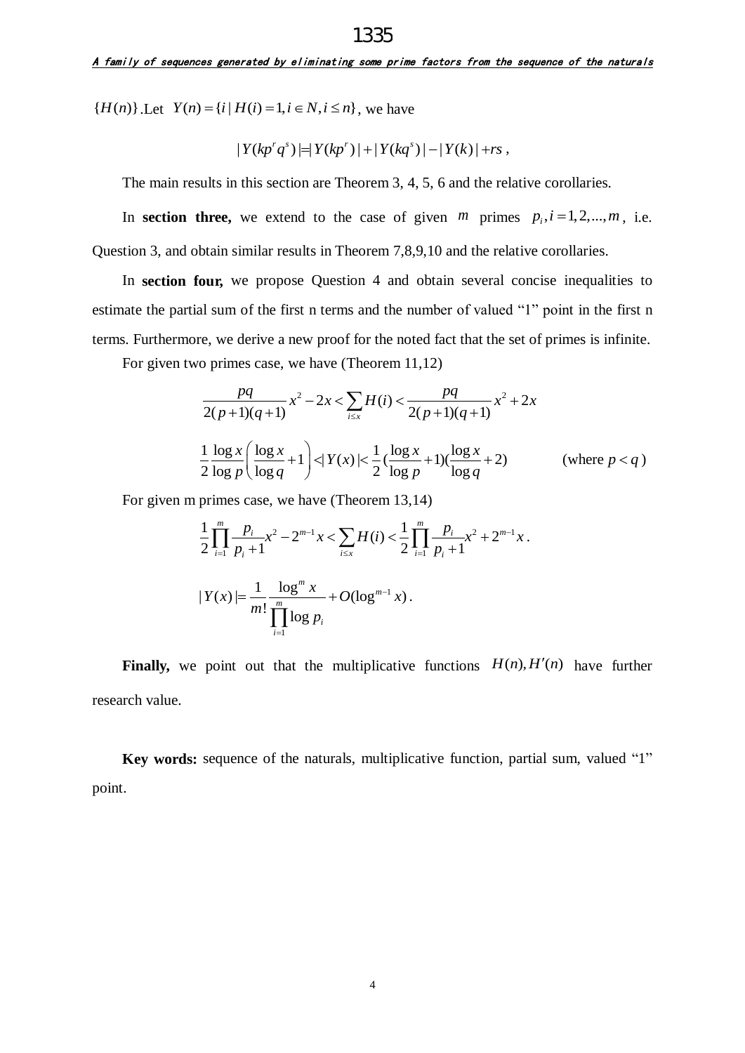$\{H(n)\}$.Let $Y(n)=\{i \mid H(i)=1, i \in N, i \leq n\}$, we have

$$|Y(kp^r q^s)| = |Y(kp^r)| + |Y(kq^s)| - |Y(k)| + rs,$$

The main results in this section are Theorem 3, 4, 5, 6 and the relative corollaries.

In **section three,** we extend to the case of given $m$ primes $p_i, i=1,2,...,m$, i.e. Question 3, and obtain similar results in Theorem 7,8,9,10 and the relative corollaries.

In **section four,** we propose Question 4 and obtain several concise inequalities to estimate the partial sum of the first n terms and the number of valued "1" point in the first n terms. Furthermore, we derive a new proof for the noted fact that the set of primes is infinite.

For given two primes case, we have (Theorem 11,12)

$$\frac{pq}{2(p+1)(q+1)}x^2 - 2x < \sum_{i \leq x} H(i) < \frac{pq}{2(p+1)(q+1)}x^2 + 2x$$

$$\frac{1}{2}\frac{\log x}{\log p}\left(\frac{\log x}{\log q}+1\right) < |Y(x)| < \frac{1}{2}\left(\frac{\log x}{\log p}+1\right)\left(\frac{\log x}{\log q}+2\right) \qquad \text{(where } p<q\text{)}$$

For given m primes case, we have (Theorem 13,14)

$$\frac{1}{2}\prod_{i=1}^{m}\frac{p_i}{p_i+1}x^2 - 2^{m-1}x < \sum_{i \leq x} H(i) < \frac{1}{2}\prod_{i=1}^{m}\frac{p_i}{p_i+1}x^2 + 2^{m-1}x.$$

$$|Y(x)| = \frac{1}{m!}\frac{\log^m x}{\prod_{i=1}^{m}\log p_i} + O(\log^{m-1} x).$$

**Finally,** we point out that the multiplicative functions $H(n), H'(n)$ have further research value.

**Key words:** sequence of the naturals, multiplicative function, partial sum, valued "1" point.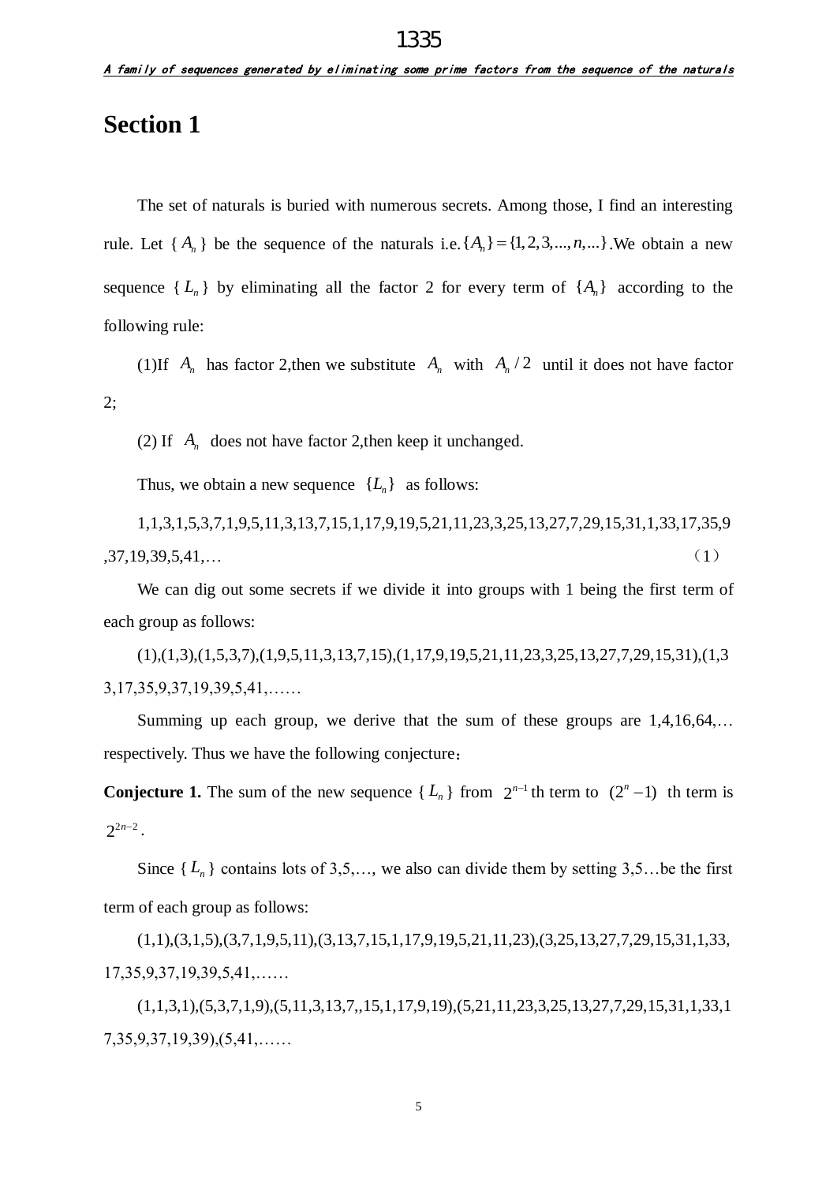# Section 1

The set of naturals is buried with numerous secrets. Among those, I find an interesting rule. Let $\{A_n\}$ be the sequence of the naturals i.e. $\{A_n\} = \{1,2,3,...,n,...\}$. We obtain a new sequence $\{L_n\}$ by eliminating all the factor 2 for every term of $\{A_n\}$ according to the following rule:

(1)If $A_n$ has factor 2,then we substitute $A_n$ with $A_n/2$ until it does not have factor 2;

(2) If $A_n$ does not have factor 2,then keep it unchanged.

Thus, we obtain a new sequence $\{L_n\}$ as follows:

1,1,3,1,5,3,7,1,9,5,11,3,13,7,15,1,17,9,19,5,21,11,23,3,25,13,27,7,29,15,31,1,33,17,35,9,37,19,39,5,41,… (1)

We can dig out some secrets if we divide it into groups with 1 being the first term of each group as follows:

(1),(1,3),(1,5,3,7),(1,9,5,11,3,13,7,15),(1,17,9,19,5,21,11,23,3,25,13,27,7,29,15,31),(1,33,17,35,9,37,19,39,5,41,……

Summing up each group, we derive that the sum of these groups are 1,4,16,64,… respectively. Thus we have the following conjecture:

**Conjecture 1.** The sum of the new sequence $\{L_n\}$ from $2^{n-1}$th term to $(2^n - 1)$ th term is $2^{2n-2}$.

Since $\{L_n\}$ contains lots of 3,5,…, we also can divide them by setting 3,5…be the first term of each group as follows:

(1,1),(3,1,5),(3,7,1,9,5,11),(3,13,7,15,1,17,9,19,5,21,11,23),(3,25,13,27,7,29,15,31,1,33,17,35,9,37,19,39,5,41,……

(1,1,3,1),(5,3,7,1,9),(5,11,3,13,7,,15,1,17,9,19),(5,21,11,23,3,25,13,27,7,29,15,31,1,33,17,35,9,37,19,39),(5,41,……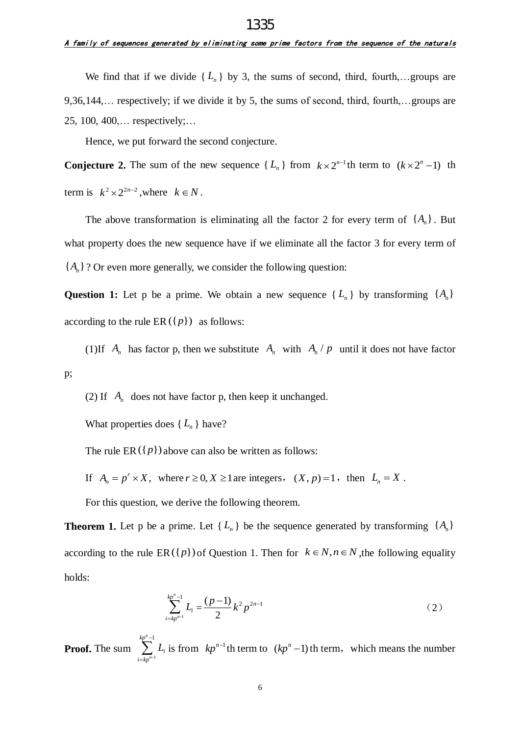We find that if we divide $\{L_n\}$ by 3, the sums of second, third, fourth,…groups are 9,36,144,… respectively; if we divide it by 5, the sums of second, third, fourth,…groups are 25, 100, 400,… respectively;…

Hence, we put forward the second conjecture.

**Conjecture 2.** The sum of the new sequence $\{L_n\}$ from $k \times 2^{n-1}$th term to $(k \times 2^n - 1)$ th term is $k^2 \times 2^{2n-2}$,where $k \in N$.

The above transformation is eliminating all the factor 2 for every term of $\{A_n\}$. But what property does the new sequence have if we eliminate all the factor 3 for every term of $\{A_n\}$? Or even more generally, we consider the following question:

**Question 1:** Let p be a prime. We obtain a new sequence $\{L_n\}$ by transforming $\{A_n\}$ according to the rule ER$(\{p\})$ as follows:

(1)If $A_n$ has factor p, then we substitute $A_n$ with $A_n / p$ until it does not have factor p;

(2) If $A_n$ does not have factor p, then keep it unchanged.

What properties does $\{L_n\}$ have?

The rule ER$(\{p\})$ above can also be written as follows:

If $A_n = p^r \times X$, where $r \geq 0, X \geq 1$ are integers, $(X, p) = 1$, then $L_n = X$.

For this question, we derive the following theorem.

**Theorem 1.** Let p be a prime. Let $\{L_n\}$ be the sequence generated by transforming $\{A_n\}$ according to the rule ER$(\{p\})$ of Question 1. Then for $k \in N, n \in N$,the following equality holds:

$$\sum_{i=kp^{n-1}}^{kp^n-1} L_i = \frac{(p-1)}{2} k^2 p^{2n-1} \tag{2}$$

**Proof.** The sum $\sum_{i=kp^{n-1}}^{kp^n-1} L_i$ is from $kp^{n-1}$th term to $(kp^n - 1)$th term, which means the number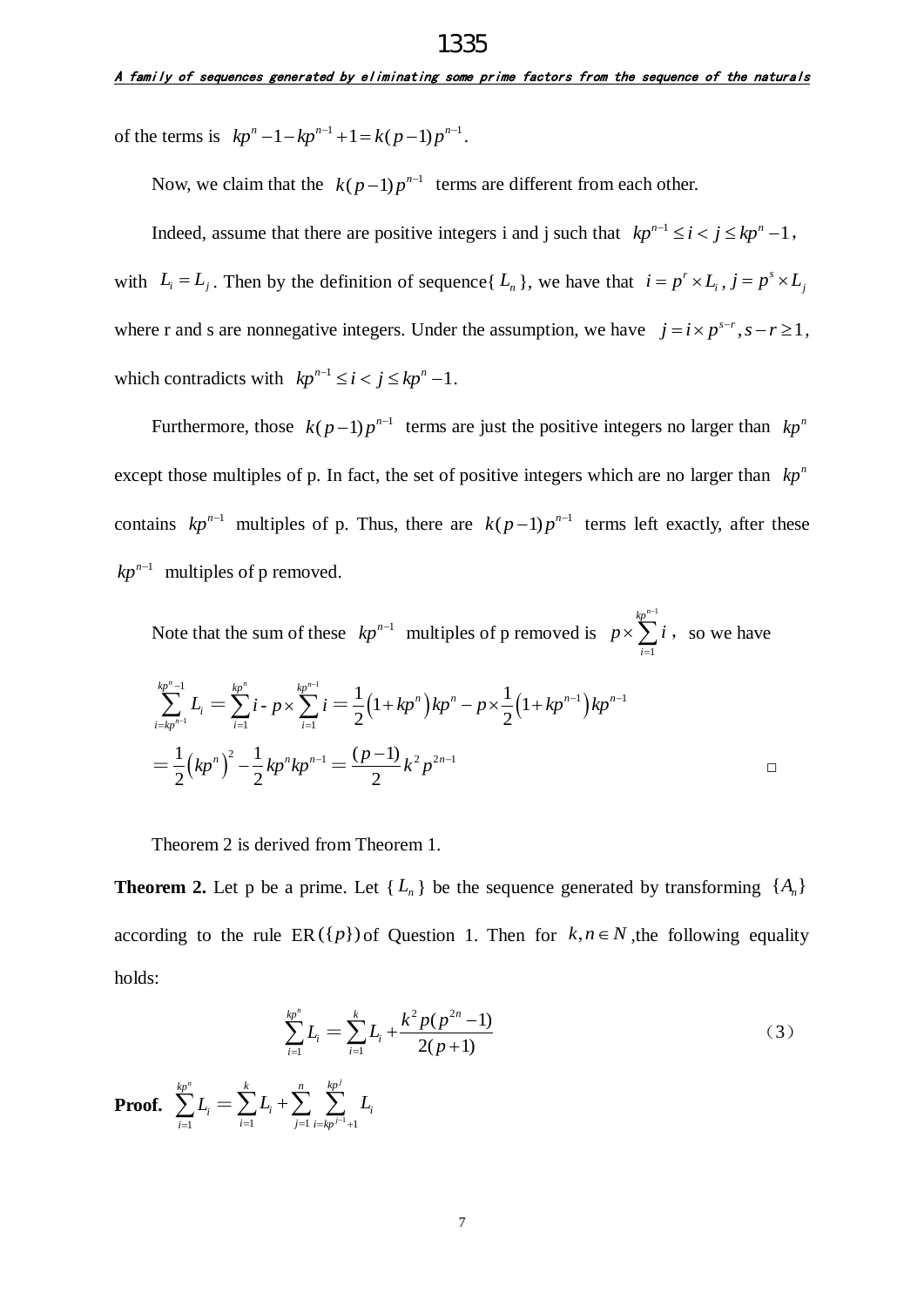of the terms is $kp^n - 1 - kp^{n-1} + 1 = k(p-1)p^{n-1}$.

Now, we claim that the $k(p-1)p^{n-1}$ terms are different from each other.

Indeed, assume that there are positive integers i and j such that $kp^{n-1} \le i < j \le kp^n - 1$, with $L_i = L_j$. Then by the definition of sequence{ $L_n$ }, we have that $i = p^r \times L_i$, $j = p^s \times L_j$ where r and s are nonnegative integers. Under the assumption, we have $j = i \times p^{s-r}, s - r \ge 1$, which contradicts with $kp^{n-1} \le i < j \le kp^n - 1$.

Furthermore, those $k(p-1)p^{n-1}$ terms are just the positive integers no larger than $kp^n$ except those multiples of p. In fact, the set of positive integers which are no larger than $kp^n$ contains $kp^{n-1}$ multiples of p. Thus, there are $k(p-1)p^{n-1}$ terms left exactly, after these $kp^{n-1}$ multiples of p removed.

Note that the sum of these $kp^{n-1}$ multiples of p removed is $p \times \sum_{i=1}^{kp^{n-1}} i$, so we have

$$\sum_{i=kp^{n-1}}^{kp^n - 1} L_i = \sum_{i=1}^{kp^n} i - p \times \sum_{i=1}^{kp^{n-1}} i = \frac{1}{2}\left(1 + kp^n\right)kp^n - p \times \frac{1}{2}\left(1 + kp^{n-1}\right)kp^{n-1}$$

$$= \frac{1}{2}\left(kp^n\right)^2 - \frac{1}{2}kp^n kp^{n-1} = \frac{(p-1)}{2}k^2 p^{2n-1}$$

□

Theorem 2 is derived from Theorem 1.

**Theorem 2.** Let p be a prime. Let { $L_n$ } be the sequence generated by transforming $\{A_n\}$ according to the rule ER$(\{p\})$ of Question 1. Then for $k, n \in N$, the following equality holds:

$$\sum_{i=1}^{kp^n} L_i = \sum_{i=1}^{k} L_i + \frac{k^2 p(p^{2n} - 1)}{2(p+1)} \qquad (3)$$

**Proof.** $\sum_{i=1}^{kp^n} L_i = \sum_{i=1}^{k} L_i + \sum_{j=1}^{n} \sum_{i=kp^{j-1}+1}^{kp^j} L_i$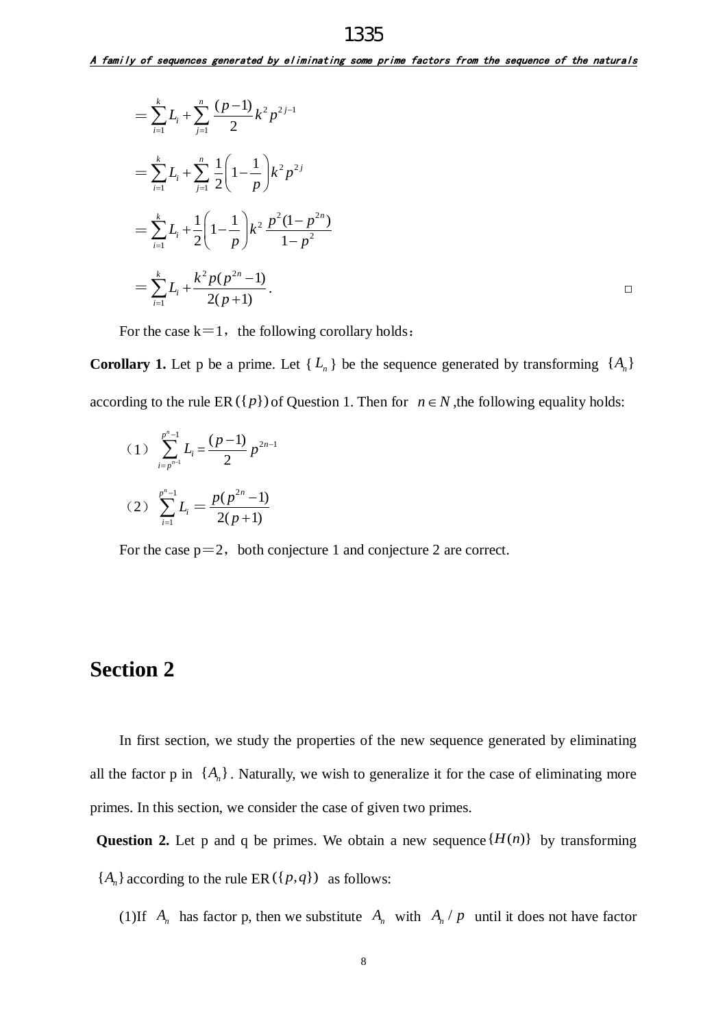$$= \sum_{i=1}^{k} L_i + \sum_{j=1}^{n} \frac{(p-1)}{2} k^2 p^{2j-1}$$

$$= \sum_{i=1}^{k} L_i + \sum_{j=1}^{n} \frac{1}{2}\left(1-\frac{1}{p}\right) k^2 p^{2j}$$

$$= \sum_{i=1}^{k} L_i + \frac{1}{2}\left(1-\frac{1}{p}\right) k^2 \frac{p^2(1-p^{2n})}{1-p^2}$$

$$= \sum_{i=1}^{k} L_i + \frac{k^2 p(p^{2n}-1)}{2(p+1)}.$$

□

For the case k＝1，the following corollary holds：

**Corollary 1.** Let p be a prime. Let $\{L_n\}$ be the sequence generated by transforming $\{A_n\}$ according to the rule ER$(\{p\})$ of Question 1. Then for $n \in N$, the following equality holds:

（1）$\displaystyle\sum_{i=p^{n-1}}^{p^n-1} L_i = \frac{(p-1)}{2} p^{2n-1}$

（2）$\displaystyle\sum_{i=1}^{p^n-1} L_i = \frac{p(p^{2n}-1)}{2(p+1)}$

For the case p＝2，both conjecture 1 and conjecture 2 are correct.

# Section 2

In first section, we study the properties of the new sequence generated by eliminating all the factor p in $\{A_n\}$. Naturally, we wish to generalize it for the case of eliminating more primes. In this section, we consider the case of given two primes.

**Question 2.** Let p and q be primes. We obtain a new sequence $\{H(n)\}$ by transforming $\{A_n\}$ according to the rule ER$(\{p,q\})$ as follows:

(1)If $A_n$ has factor p, then we substitute $A_n$ with $A_n / p$ until it does not have factor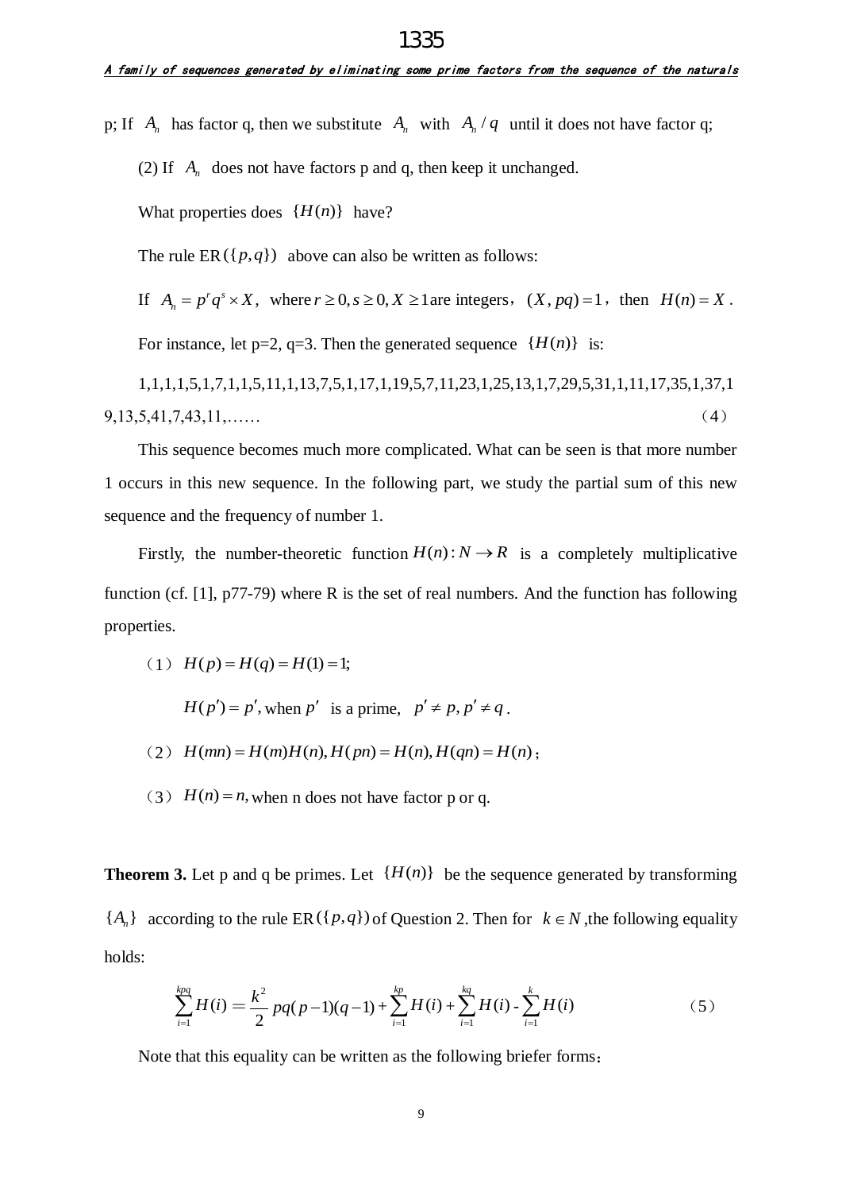p; If $A_n$ has factor q, then we substitute $A_n$ with $A_n / q$ until it does not have factor q;

(2) If $A_n$ does not have factors p and q, then keep it unchanged.

What properties does $\{H(n)\}$ have?

The rule $\text{ER}(\{p,q\})$ above can also be written as follows:

If $A_n = p^r q^s \times X$, where $r \geq 0, s \geq 0, X \geq 1$ are integers, $(X, pq) = 1$, then $H(n) = X$.

For instance, let p=2, q=3. Then the generated sequence $\{H(n)\}$ is:

1,1,1,1,5,1,7,1,1,5,11,1,13,7,5,1,17,1,19,5,7,11,23,1,25,13,1,7,29,5,31,1,11,17,35,1,37,19,13,5,41,7,43,11,…… (4)

This sequence becomes much more complicated. What can be seen is that more number 1 occurs in this new sequence. In the following part, we study the partial sum of this new sequence and the frequency of number 1.

Firstly, the number-theoretic function $H(n): N \to R$ is a completely multiplicative function (cf. [1], p77-79) where R is the set of real numbers. And the function has following properties.

(1) $H(p) = H(q) = H(1) = 1$;

$H(p') = p'$, when $p'$ is a prime, $p' \neq p, p' \neq q$.

(2) $H(mn) = H(m)H(n), H(pn) = H(n), H(qn) = H(n)$;

(3) $H(n) = n$, when n does not have factor p or q.

**Theorem 3.** Let p and q be primes. Let $\{H(n)\}$ be the sequence generated by transforming $\{A_n\}$ according to the rule $\text{ER}(\{p,q\})$ of Question 2. Then for $k \in N$, the following equality holds:

$$\sum_{i=1}^{kpq} H(i) = \frac{k^2}{2} pq(p-1)(q-1) + \sum_{i=1}^{kp} H(i) + \sum_{i=1}^{kq} H(i) - \sum_{i=1}^{k} H(i) \tag{5}$$

Note that this equality can be written as the following briefer forms: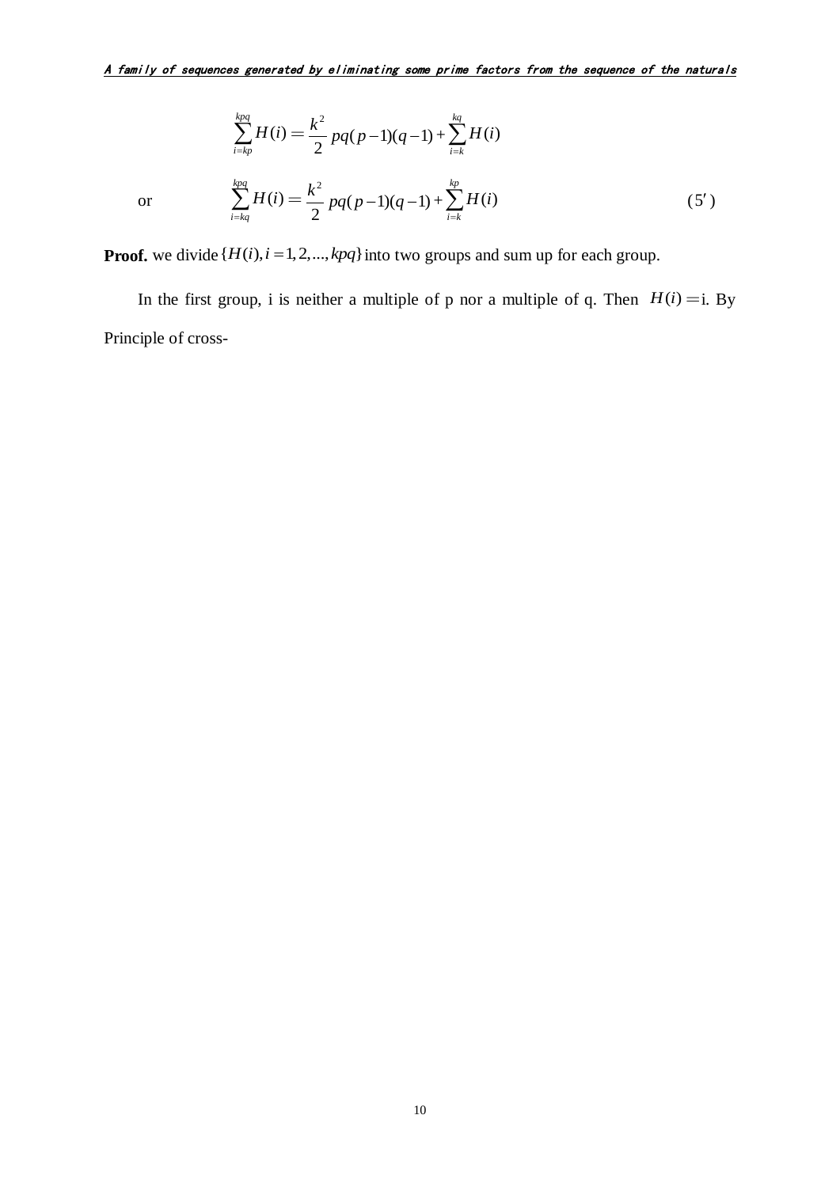$$\sum_{i=kp}^{kpq} H(i) = \frac{k^2}{2} pq(p-1)(q-1) + \sum_{i=k}^{kq} H(i)$$

or

$$\sum_{i=kq}^{kpq} H(i) = \frac{k^2}{2} pq(p-1)(q-1) + \sum_{i=k}^{kp} H(i) \qquad (5')$$

**Proof.** we divide $\{H(i), i = 1, 2, ..., kpq\}$ into two groups and sum up for each group.

In the first group, i is neither a multiple of p nor a multiple of q. Then $H(i) = i$. By Principle of cross-